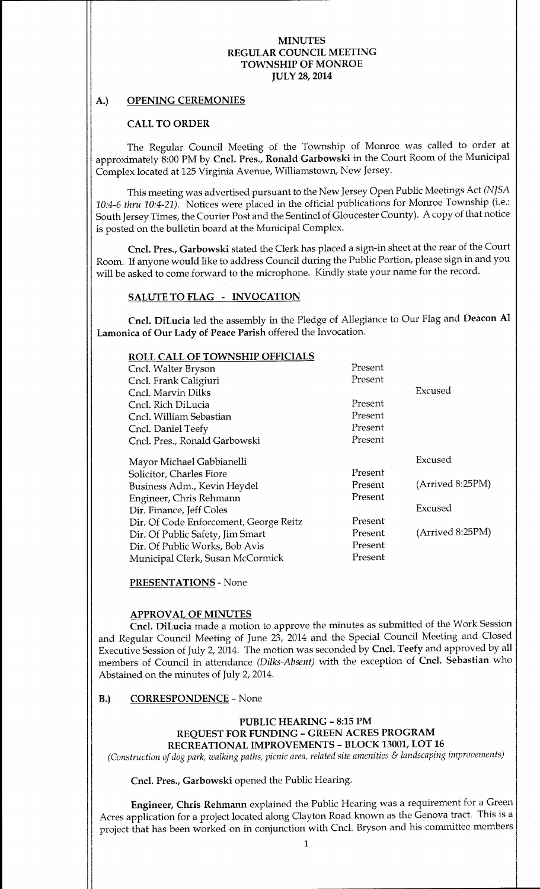# MINUTES
# REGULAR COUNCIL MEETING
# TOWNSHIP OF MONROE
# JULY 28, 2014

## A.) OPENING CEREMONIES

### CALL TO ORDER

The Regular Council Meeting of the Township of Monroe was called to order at approximately 8:00 PM by **Cncl. Pres., Ronald Garbowski** in the Court Room of the Municipal Complex located at 125 Virginia Avenue, Williamstown, New Jersey.

This meeting was advertised pursuant to the New Jersey Open Public Meetings Act *(NJSA 10:4-6 thru 10:4-21)*. Notices were placed in the official publications for Monroe Township (i.e.: South Jersey Times, the Courier Post and the Sentinel of Gloucester County). A copy of that notice is posted on the bulletin board at the Municipal Complex.

**Cncl. Pres., Garbowski** stated the Clerk has placed a sign-in sheet at the rear of the Court Room. If anyone would like to address Council during the Public Portion, please sign in and you will be asked to come forward to the microphone. Kindly state your name for the record.

### SALUTE TO FLAG - INVOCATION

**Cncl. DiLucia** led the assembly in the Pledge of Allegiance to Our Flag and **Deacon Al Lamonica of Our Lady of Peace Parish** offered the Invocation.

### ROLL CALL OF TOWNSHIP OFFICIALS

| | | |
|---|---|---|
| Cncl. Walter Bryson | Present | |
| Cncl. Frank Caligiuri | Present | |
| Cncl. Marvin Dilks | | Excused |
| Cncl. Rich DiLucia | Present | |
| Cncl. William Sebastian | Present | |
| Cncl. Daniel Teefy | Present | |
| Cncl. Pres., Ronald Garbowski | Present | |
| Mayor Michael Gabbianelli | | Excused |
| Solicitor, Charles Fiore | Present | |
| Business Adm., Kevin Heydel | Present | (Arrived 8:25PM) |
| Engineer, Chris Rehmann | Present | |
| Dir. Finance, Jeff Coles | | Excused |
| Dir. Of Code Enforcement, George Reitz | Present | |
| Dir. Of Public Safety, Jim Smart | Present | (Arrived 8:25PM) |
| Dir. Of Public Works, Bob Avis | Present | |
| Municipal Clerk, Susan McCormick | Present | |

### PRESENTATIONS - None

### APPROVAL OF MINUTES

**Cncl. DiLucia** made a motion to approve the minutes as submitted of the Work Session and Regular Council Meeting of June 23, 2014 and the Special Council Meeting and Closed Executive Session of July 2, 2014. The motion was seconded by **Cncl. Teefy** and approved by all members of Council in attendance *(Dilks-Absent)* with the exception of **Cncl. Sebastian** who Abstained on the minutes of July 2, 2014.

## B.) CORRESPONDENCE - None

### PUBLIC HEARING – 8:15 PM
### REQUEST FOR FUNDING – GREEN ACRES PROGRAM
### RECREATIONAL IMPROVEMENTS – BLOCK 13001, LOT 16

*(Construction of dog park, walking paths, picnic area, related site amenities & landscaping improvements)*

**Cncl. Pres., Garbowski** opened the Public Hearing.

**Engineer, Chris Rehmann** explained the Public Hearing was a requirement for a Green Acres application for a project located along Clayton Road known as the Genova tract. This is a project that has been worked on in conjunction with Cncl. Bryson and his committee members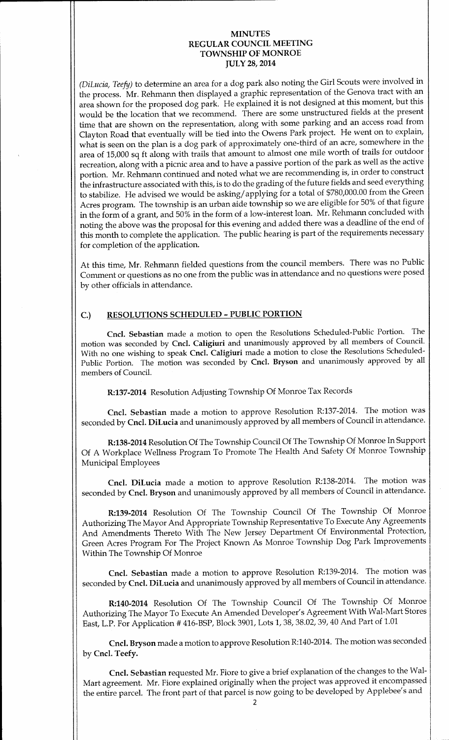(*DiLucia, Teefy*) to determine an area for a dog park also noting the Girl Scouts were involved in the process. Mr. Rehmann then displayed a graphic representation of the Genova tract with an area shown for the proposed dog park. He explained it is not designed at this moment, but this would be the location that we recommend. There are some unstructured fields at the present time that are shown on the representation, along with some parking and an access road from Clayton Road that eventually will be tied into the Owens Park project. He went on to explain, what is seen on the plan is a dog park of approximately one-third of an acre, somewhere in the area of 15,000 sq ft along with trails that amount to almost one mile worth of trails for outdoor recreation, along with a picnic area and to have a passive portion of the park as well as the active portion. Mr. Rehmann continued and noted what we are recommending is, in order to construct the infrastructure associated with this, is to do the grading of the future fields and seed everything to stabilize. He advised we would be asking/applying for a total of $780,000.00 from the Green Acres program. The township is an urban aide township so we are eligible for 50% of that figure in the form of a grant, and 50% in the form of a low-interest loan. Mr. Rehmann concluded with noting the above was the proposal for this evening and added there was a deadline of the end of this month to complete the application. The public hearing is part of the requirements necessary for completion of the application.

At this time, Mr. Rehmann fielded questions from the council members. There was no Public Comment or questions as no one from the public was in attendance and no questions were posed by other officials in attendance.

## C.) RESOLUTIONS SCHEDULED - PUBLIC PORTION

**Cncl. Sebastian** made a motion to open the Resolutions Scheduled-Public Portion. The motion was seconded by **Cncl. Caligiuri** and unanimously approved by all members of Council. With no one wishing to speak **Cncl. Caligiuri** made a motion to close the Resolutions Scheduled-Public Portion. The motion was seconded by **Cncl. Bryson** and unanimously approved by all members of Council.

**R:137-2014** Resolution Adjusting Township Of Monroe Tax Records

**Cncl. Sebastian** made a motion to approve Resolution R:137-2014. The motion was seconded by **Cncl. DiLucia** and unanimously approved by all members of Council in attendance.

**R:138-2014** Resolution Of The Township Council Of The Township Of Monroe In Support Of A Workplace Wellness Program To Promote The Health And Safety Of Monroe Township Municipal Employees

**Cncl. DiLucia** made a motion to approve Resolution R:138-2014. The motion was seconded by **Cncl. Bryson** and unanimously approved by all members of Council in attendance.

**R:139-2014** Resolution Of The Township Council Of The Township Of Monroe Authorizing The Mayor And Appropriate Township Representative To Execute Any Agreements And Amendments Thereto With The New Jersey Department Of Environmental Protection, Green Acres Program For The Project Known As Monroe Township Dog Park Improvements Within The Township Of Monroe

**Cncl. Sebastian** made a motion to approve Resolution R:139-2014. The motion was seconded by **Cncl. DiLucia** and unanimously approved by all members of Council in attendance.

**R:140-2014** Resolution Of The Township Council Of The Township Of Monroe Authorizing The Mayor To Execute An Amended Developer's Agreement With Wal-Mart Stores East, L.P. For Application # 416-BSP, Block 3901, Lots 1, 38, 38.02, 39, 40 And Part of 1.01

**Cncl. Bryson** made a motion to approve Resolution R:140-2014. The motion was seconded by **Cncl. Teefy.**

**Cncl. Sebastian** requested Mr. Fiore to give a brief explanation of the changes to the Wal-Mart agreement. Mr. Fiore explained originally when the project was approved it encompassed the entire parcel. The front part of that parcel is now going to be developed by Applebee's and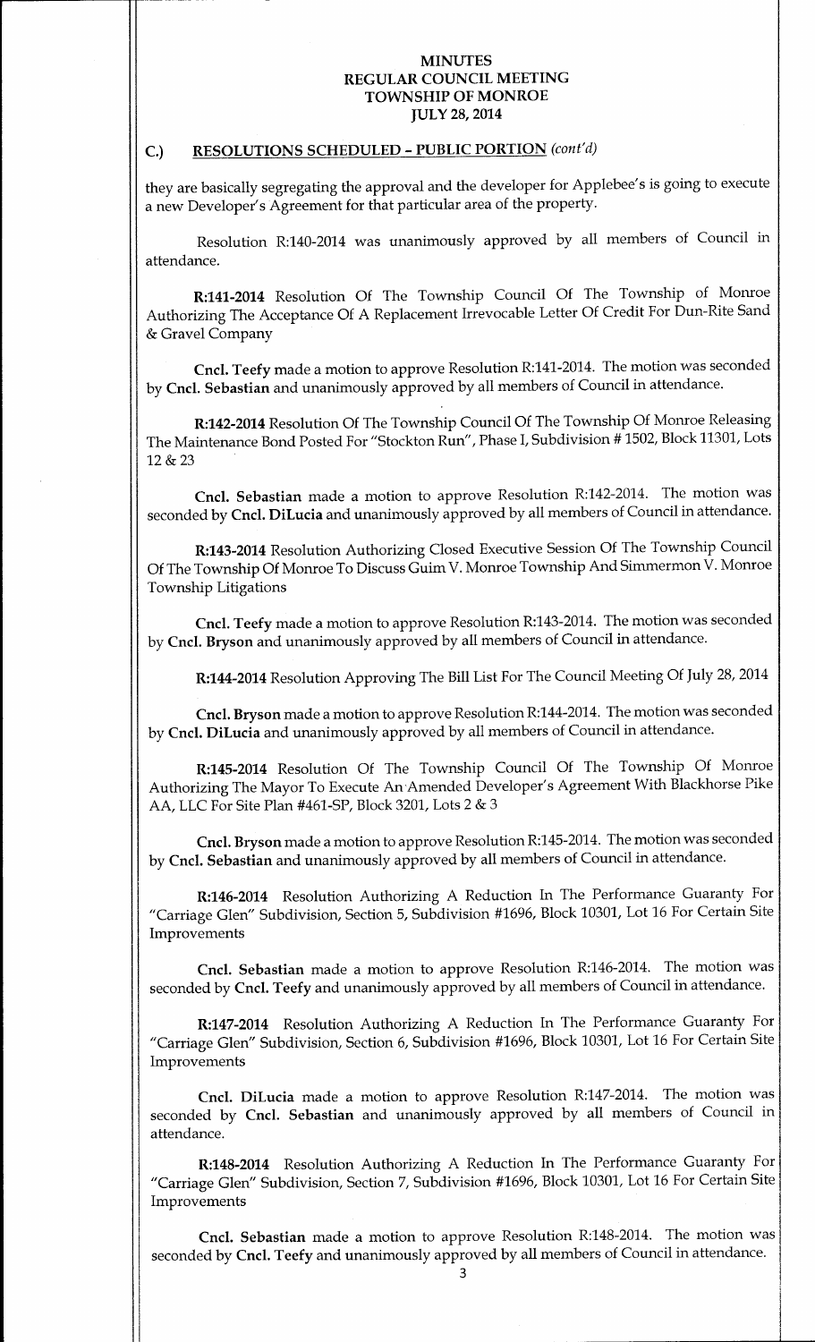# MINUTES
# REGULAR COUNCIL MEETING
# TOWNSHIP OF MONROE
# JULY 28, 2014

## C.) RESOLUTIONS SCHEDULED – PUBLIC PORTION *(cont'd)*

they are basically segregating the approval and the developer for Applebee's is going to execute a new Developer's Agreement for that particular area of the property.

Resolution R:140-2014 was unanimously approved by all members of Council in attendance.

**R:141-2014** Resolution Of The Township Council Of The Township of Monroe Authorizing The Acceptance Of A Replacement Irrevocable Letter Of Credit For Dun-Rite Sand & Gravel Company

**Cncl. Teefy** made a motion to approve Resolution R:141-2014. The motion was seconded by **Cncl. Sebastian** and unanimously approved by all members of Council in attendance.

**R:142-2014** Resolution Of The Township Council Of The Township Of Monroe Releasing The Maintenance Bond Posted For "Stockton Run", Phase I, Subdivision # 1502, Block 11301, Lots 12 & 23

**Cncl. Sebastian** made a motion to approve Resolution R:142-2014. The motion was seconded by **Cncl. DiLucia** and unanimously approved by all members of Council in attendance.

**R:143-2014** Resolution Authorizing Closed Executive Session Of The Township Council Of The Township Of Monroe To Discuss Guim V. Monroe Township And Simmermon V. Monroe Township Litigations

**Cncl. Teefy** made a motion to approve Resolution R:143-2014. The motion was seconded by **Cncl. Bryson** and unanimously approved by all members of Council in attendance.

**R:144-2014** Resolution Approving The Bill List For The Council Meeting Of July 28, 2014

**Cncl. Bryson** made a motion to approve Resolution R:144-2014. The motion was seconded by **Cncl. DiLucia** and unanimously approved by all members of Council in attendance.

**R:145-2014** Resolution Of The Township Council Of The Township Of Monroe Authorizing The Mayor To Execute An Amended Developer's Agreement With Blackhorse Pike AA, LLC For Site Plan #461-SP, Block 3201, Lots 2 & 3

**Cncl. Bryson** made a motion to approve Resolution R:145-2014. The motion was seconded by **Cncl. Sebastian** and unanimously approved by all members of Council in attendance.

**R:146-2014** Resolution Authorizing A Reduction In The Performance Guaranty For "Carriage Glen" Subdivision, Section 5, Subdivision #1696, Block 10301, Lot 16 For Certain Site Improvements

**Cncl. Sebastian** made a motion to approve Resolution R:146-2014. The motion was seconded by **Cncl. Teefy** and unanimously approved by all members of Council in attendance.

**R:147-2014** Resolution Authorizing A Reduction In The Performance Guaranty For "Carriage Glen" Subdivision, Section 6, Subdivision #1696, Block 10301, Lot 16 For Certain Site Improvements

**Cncl. DiLucia** made a motion to approve Resolution R:147-2014. The motion was seconded by **Cncl. Sebastian** and unanimously approved by all members of Council in attendance.

**R:148-2014** Resolution Authorizing A Reduction In The Performance Guaranty For "Carriage Glen" Subdivision, Section 7, Subdivision #1696, Block 10301, Lot 16 For Certain Site Improvements

**Cncl. Sebastian** made a motion to approve Resolution R:148-2014. The motion was seconded by **Cncl. Teefy** and unanimously approved by all members of Council in attendance.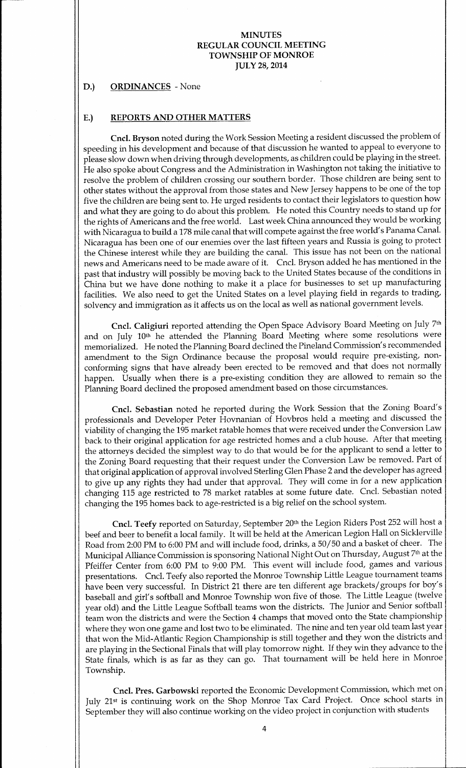**MINUTES**
**REGULAR COUNCIL MEETING**
**TOWNSHIP OF MONROE**
**JULY 28, 2014**

**D.) ORDINANCES** - None

**E.) REPORTS AND OTHER MATTERS**

**Cncl. Bryson** noted during the Work Session Meeting a resident discussed the problem of speeding in his development and because of that discussion he wanted to appeal to everyone to please slow down when driving through developments, as children could be playing in the street. He also spoke about Congress and the Administration in Washington not taking the initiative to resolve the problem of children crossing our southern border. Those children are being sent to other states without the approval from those states and New Jersey happens to be one of the top five the children are being sent to. He urged residents to contact their legislators to question how and what they are going to do about this problem. He noted this Country needs to stand up for the rights of Americans and the free world. Last week China announced they would be working with Nicaragua to build a 178 mile canal that will compete against the free world's Panama Canal. Nicaragua has been one of our enemies over the last fifteen years and Russia is going to protect the Chinese interest while they are building the canal. This issue has not been on the national news and Americans need to be made aware of it. Cncl. Bryson added he has mentioned in the past that industry will possibly be moving back to the United States because of the conditions in China but we have done nothing to make it a place for businesses to set up manufacturing facilities. We also need to get the United States on a level playing field in regards to trading, solvency and immigration as it affects us on the local as well as national government levels.

**Cncl. Caligiuri** reported attending the Open Space Advisory Board Meeting on July 7th and on July 10th he attended the Planning Board Meeting where some resolutions were memorialized. He noted the Planning Board declined the Pineland Commission's recommended amendment to the Sign Ordinance because the proposal would require pre-existing, non-conforming signs that have already been erected to be removed and that does not normally happen. Usually when there is a pre-existing condition they are allowed to remain so the Planning Board declined the proposed amendment based on those circumstances.

**Cncl. Sebastian** noted he reported during the Work Session that the Zoning Board's professionals and Developer Peter Hovnanian of Hovbros held a meeting and discussed the viability of changing the 195 market ratable homes that were received under the Conversion Law back to their original application for age restricted homes and a club house. After that meeting the attorneys decided the simplest way to do that would be for the applicant to send a letter to the Zoning Board requesting that their request under the Conversion Law be removed. Part of that original application of approval involved Sterling Glen Phase 2 and the developer has agreed to give up any rights they had under that approval. They will come in for a new application changing 115 age restricted to 78 market ratables at some future date. Cncl. Sebastian noted changing the 195 homes back to age-restricted is a big relief on the school system.

**Cncl. Teefy** reported on Saturday, September 20th the Legion Riders Post 252 will host a beef and beer to benefit a local family. It will be held at the American Legion Hall on Sicklerville Road from 2:00 PM to 6:00 PM and will include food, drinks, a 50/50 and a basket of cheer. The Municipal Alliance Commission is sponsoring National Night Out on Thursday, August 7th at the Pfeiffer Center from 6:00 PM to 9:00 PM. This event will include food, games and various presentations. Cncl. Teefy also reported the Monroe Township Little League tournament teams have been very successful. In District 21 there are ten different age brackets/groups for boy's baseball and girl's softball and Monroe Township won five of those. The Little League (twelve year old) and the Little League Softball teams won the districts. The Junior and Senior softball team won the districts and were the Section 4 champs that moved onto the State championship where they won one game and lost two to be eliminated. The nine and ten year old team last year that won the Mid-Atlantic Region Championship is still together and they won the districts and are playing in the Sectional Finals that will play tomorrow night. If they win they advance to the State finals, which is as far as they can go. That tournament will be held here in Monroe Township.

**Cncl. Pres. Garbowski** reported the Economic Development Commission, which met on July 21st is continuing work on the Shop Monroe Tax Card Project. Once school starts in September they will also continue working on the video project in conjunction with students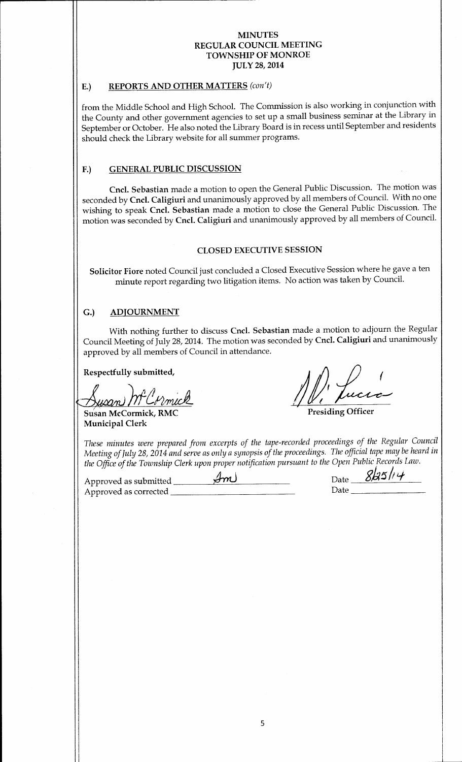**MINUTES**
**REGULAR COUNCIL MEETING**
**TOWNSHIP OF MONROE**
**JULY 28, 2014**

## E.) REPORTS AND OTHER MATTERS *(con't)*

from the Middle School and High School. The Commission is also working in conjunction with the County and other government agencies to set up a small business seminar at the Library in September or October. He also noted the Library Board is in recess until September and residents should check the Library website for all summer programs.

## F.) GENERAL PUBLIC DISCUSSION

**Cncl. Sebastian** made a motion to open the General Public Discussion. The motion was seconded by **Cncl. Caligiuri** and unanimously approved by all members of Council. With no one wishing to speak **Cncl. Sebastian** made a motion to close the General Public Discussion. The motion was seconded by **Cncl. Caligiuri** and unanimously approved by all members of Council.

### CLOSED EXECUTIVE SESSION

**Solicitor Fiore** noted Council just concluded a Closed Executive Session where he gave a ten minute report regarding two litigation items. No action was taken by Council.

## G.) ADJOURNMENT

With nothing further to discuss **Cncl. Sebastian** made a motion to adjourn the Regular Council Meeting of July 28, 2014. The motion was seconded by **Cncl. Caligiuri** and unanimously approved by all members of Council in attendance.

**Respectfully submitted,**

Susan McCormick

**Susan McCormick, RMC**
**Municipal Clerk**

**Presiding Officer**

*These minutes were prepared from excerpts of the tape-recorded proceedings of the Regular Council Meeting of July 28, 2014 and serve as only a synopsis of the proceedings. The official tape may be heard in the Office of the Township Clerk upon proper notification pursuant to the Open Public Records Law.*

Approved as submitted SmJ Date 8/25/14
Approved as corrected \_\_\_\_\_\_\_\_\_\_ Date \_\_\_\_\_\_\_\_\_\_